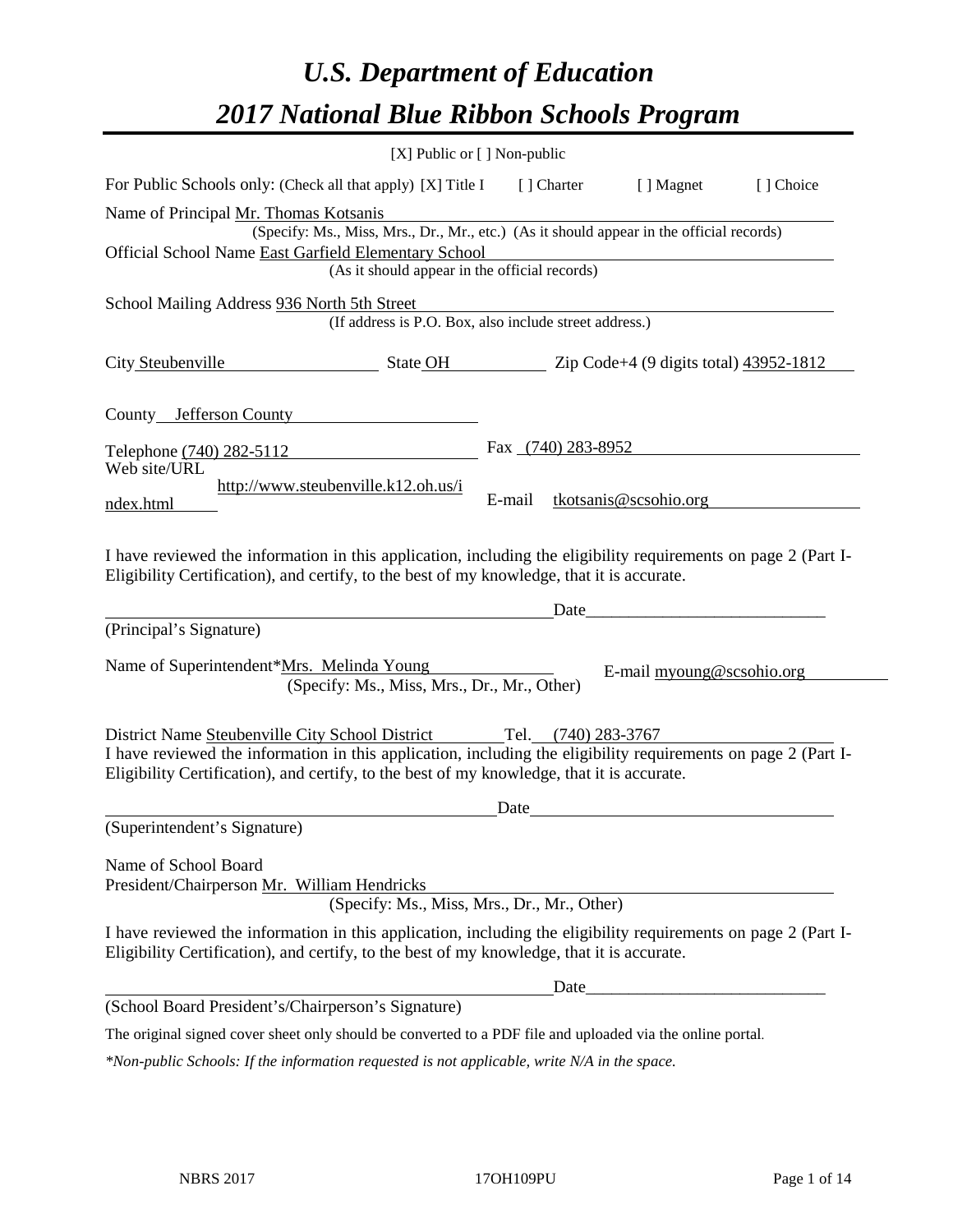# *U.S. Department of Education*
# *2017 National Blue Ribbon Schools Program*

[X] Public or [ ] Non-public

For Public Schools only: (Check all that apply) [X] Title I [ ] Charter [ ] Magnet [ ] Choice

Name of Principal Mr. Thomas Kotsanis
(Specify: Ms., Miss, Mrs., Dr., Mr., etc.) (As it should appear in the official records)

Official School Name East Garfield Elementary School
(As it should appear in the official records)

School Mailing Address 936 North 5th Street
(If address is P.O. Box, also include street address.)

City Steubenville State OH Zip Code+4 (9 digits total) 43952-1812

County Jefferson County

Telephone (740) 282-5112 Fax (740) 283-8952

Web site/URL http://www.steubenville.k12.oh.us/index.html E-mail tkotsanis@scsohio.org

I have reviewed the information in this application, including the eligibility requirements on page 2 (Part I-Eligibility Certification), and certify, to the best of my knowledge, that it is accurate.

_______________________________ Date_______________________

(Principal's Signature)

Name of Superintendent*Mrs. Melinda Young E-mail myoung@scsohio.org
(Specify: Ms., Miss, Mrs., Dr., Mr., Other)

District Name Steubenville City School District Tel. (740) 283-3767

I have reviewed the information in this application, including the eligibility requirements on page 2 (Part I-Eligibility Certification), and certify, to the best of my knowledge, that it is accurate.

_______________________________ Date_______________________

(Superintendent's Signature)

Name of School Board
President/Chairperson Mr. William Hendricks
(Specify: Ms., Miss, Mrs., Dr., Mr., Other)

I have reviewed the information in this application, including the eligibility requirements on page 2 (Part I-Eligibility Certification), and certify, to the best of my knowledge, that it is accurate.

_______________________________ Date_______________________

(School Board President's/Chairperson's Signature)

The original signed cover sheet only should be converted to a PDF file and uploaded via the online portal.

*\*Non-public Schools: If the information requested is not applicable, write N/A in the space.*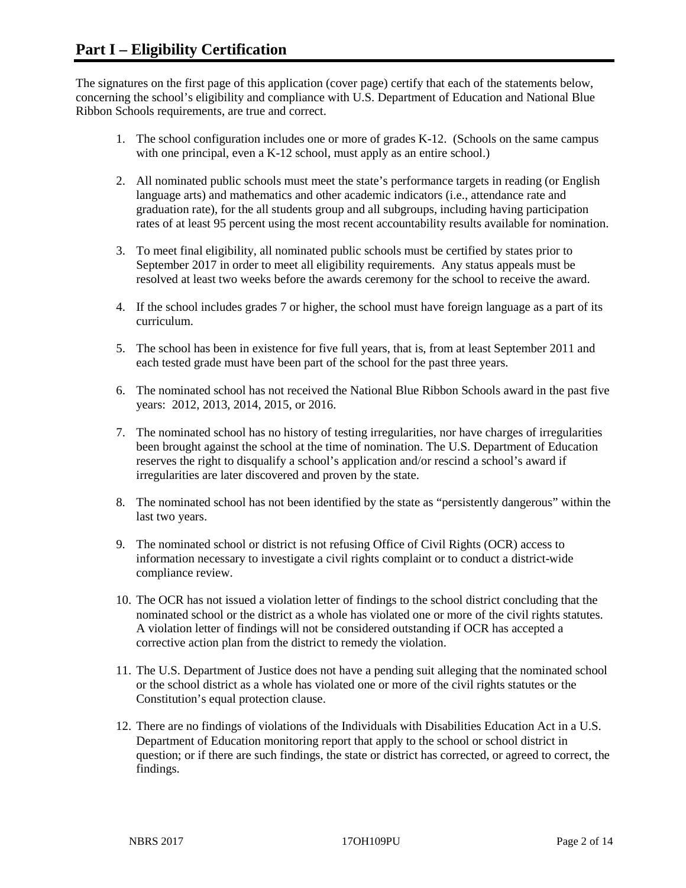## Part I – Eligibility Certification

The signatures on the first page of this application (cover page) certify that each of the statements below, concerning the school's eligibility and compliance with U.S. Department of Education and National Blue Ribbon Schools requirements, are true and correct.

1. The school configuration includes one or more of grades K-12. (Schools on the same campus with one principal, even a K-12 school, must apply as an entire school.)

2. All nominated public schools must meet the state's performance targets in reading (or English language arts) and mathematics and other academic indicators (i.e., attendance rate and graduation rate), for the all students group and all subgroups, including having participation rates of at least 95 percent using the most recent accountability results available for nomination.

3. To meet final eligibility, all nominated public schools must be certified by states prior to September 2017 in order to meet all eligibility requirements. Any status appeals must be resolved at least two weeks before the awards ceremony for the school to receive the award.

4. If the school includes grades 7 or higher, the school must have foreign language as a part of its curriculum.

5. The school has been in existence for five full years, that is, from at least September 2011 and each tested grade must have been part of the school for the past three years.

6. The nominated school has not received the National Blue Ribbon Schools award in the past five years: 2012, 2013, 2014, 2015, or 2016.

7. The nominated school has no history of testing irregularities, nor have charges of irregularities been brought against the school at the time of nomination. The U.S. Department of Education reserves the right to disqualify a school's application and/or rescind a school's award if irregularities are later discovered and proven by the state.

8. The nominated school has not been identified by the state as "persistently dangerous" within the last two years.

9. The nominated school or district is not refusing Office of Civil Rights (OCR) access to information necessary to investigate a civil rights complaint or to conduct a district-wide compliance review.

10. The OCR has not issued a violation letter of findings to the school district concluding that the nominated school or the district as a whole has violated one or more of the civil rights statutes. A violation letter of findings will not be considered outstanding if OCR has accepted a corrective action plan from the district to remedy the violation.

11. The U.S. Department of Justice does not have a pending suit alleging that the nominated school or the school district as a whole has violated one or more of the civil rights statutes or the Constitution's equal protection clause.

12. There are no findings of violations of the Individuals with Disabilities Education Act in a U.S. Department of Education monitoring report that apply to the school or school district in question; or if there are such findings, the state or district has corrected, or agreed to correct, the findings.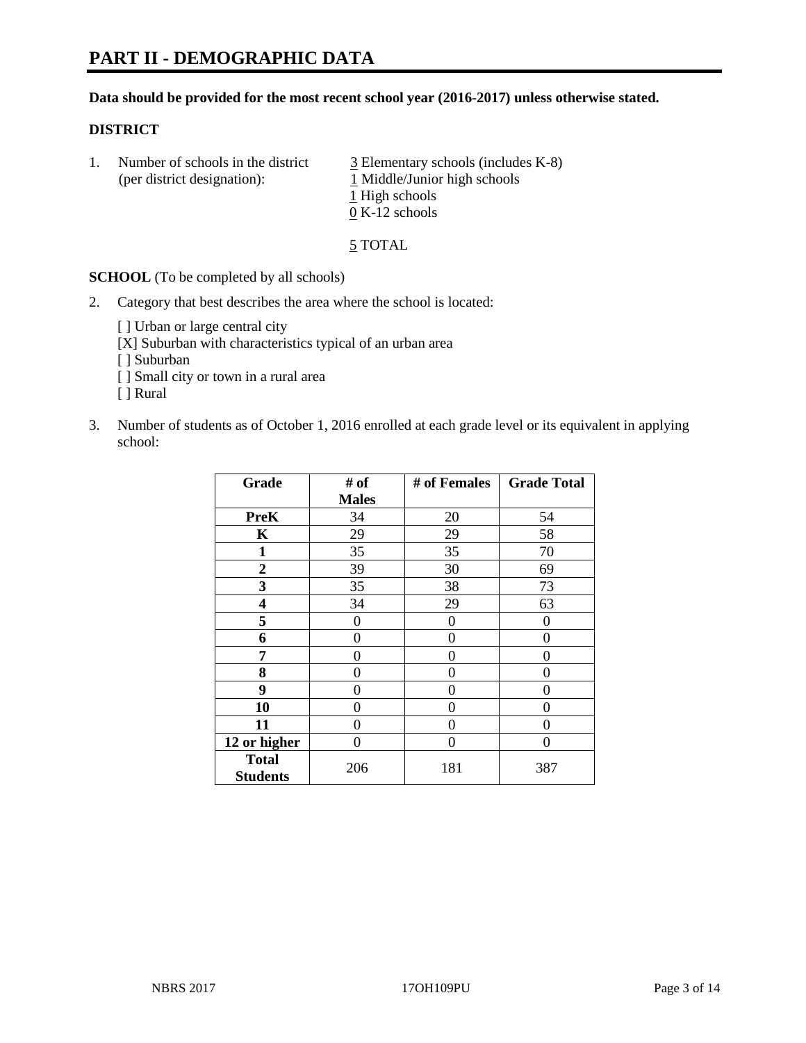# PART II - DEMOGRAPHIC DATA

**Data should be provided for the most recent school year (2016-2017) unless otherwise stated.**

**DISTRICT**

1. Number of schools in the district (per district designation):
   3 Elementary schools (includes K-8)
   1 Middle/Junior high schools
   1 High schools
   0 K-12 schools

   5 TOTAL

**SCHOOL** (To be completed by all schools)

2. Category that best describes the area where the school is located:

   [ ] Urban or large central city
   [X] Suburban with characteristics typical of an urban area
   [ ] Suburban
   [ ] Small city or town in a rural area
   [ ] Rural

3. Number of students as of October 1, 2016 enrolled at each grade level or its equivalent in applying school:

| Grade | # of Males | # of Females | Grade Total |
|---|---|---|---|
| **PreK** | 34 | 20 | 54 |
| **K** | 29 | 29 | 58 |
| **1** | 35 | 35 | 70 |
| **2** | 39 | 30 | 69 |
| **3** | 35 | 38 | 73 |
| **4** | 34 | 29 | 63 |
| **5** | 0 | 0 | 0 |
| **6** | 0 | 0 | 0 |
| **7** | 0 | 0 | 0 |
| **8** | 0 | 0 | 0 |
| **9** | 0 | 0 | 0 |
| **10** | 0 | 0 | 0 |
| **11** | 0 | 0 | 0 |
| **12 or higher** | 0 | 0 | 0 |
| **Total Students** | 206 | 181 | 387 |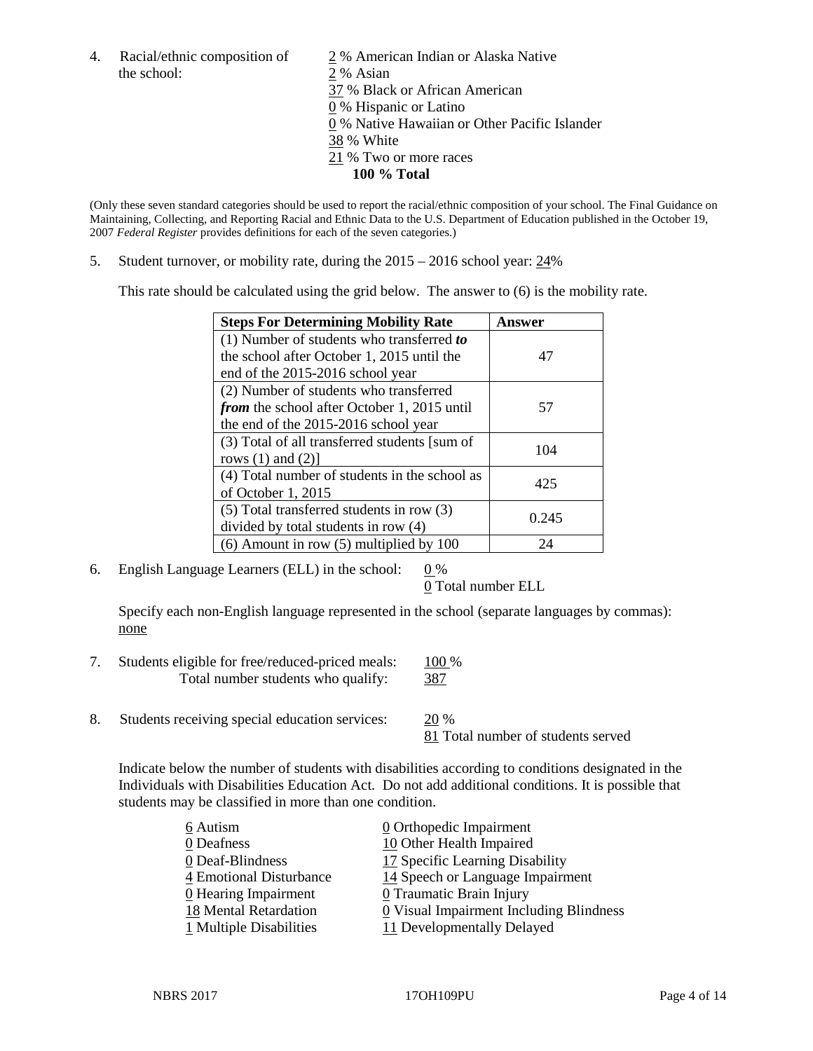4. Racial/ethnic composition of the school:

2 % American Indian or Alaska Native
2 % Asian
37 % Black or African American
0 % Hispanic or Latino
0 % Native Hawaiian or Other Pacific Islander
38 % White
21 % Two or more races
**100 % Total**

(Only these seven standard categories should be used to report the racial/ethnic composition of your school. The Final Guidance on Maintaining, Collecting, and Reporting Racial and Ethnic Data to the U.S. Department of Education published in the October 19, 2007 *Federal Register* provides definitions for each of the seven categories.)

5. Student turnover, or mobility rate, during the 2015 – 2016 school year: 24%

This rate should be calculated using the grid below. The answer to (6) is the mobility rate.

| **Steps For Determining Mobility Rate** | **Answer** |
|---|---|
| (1) Number of students who transferred ***to*** the school after October 1, 2015 until the end of the 2015-2016 school year | 47 |
| (2) Number of students who transferred ***from*** the school after October 1, 2015 until the end of the 2015-2016 school year | 57 |
| (3) Total of all transferred students [sum of rows (1) and (2)] | 104 |
| (4) Total number of students in the school as of October 1, 2015 | 425 |
| (5) Total transferred students in row (3) divided by total students in row (4) | 0.245 |
| (6) Amount in row (5) multiplied by 100 | 24 |

6. English Language Learners (ELL) in the school: 0 %
0 Total number ELL

Specify each non-English language represented in the school (separate languages by commas): none

7. Students eligible for free/reduced-priced meals: 100 %
Total number students who qualify: 387

8. Students receiving special education services: 20 %
81 Total number of students served

Indicate below the number of students with disabilities according to conditions designated in the Individuals with Disabilities Education Act. Do not add additional conditions. It is possible that students may be classified in more than one condition.

6 Autism
0 Deafness
0 Deaf-Blindness
4 Emotional Disturbance
0 Hearing Impairment
18 Mental Retardation
1 Multiple Disabilities
0 Orthopedic Impairment
10 Other Health Impaired
17 Specific Learning Disability
14 Speech or Language Impairment
0 Traumatic Brain Injury
0 Visual Impairment Including Blindness
11 Developmentally Delayed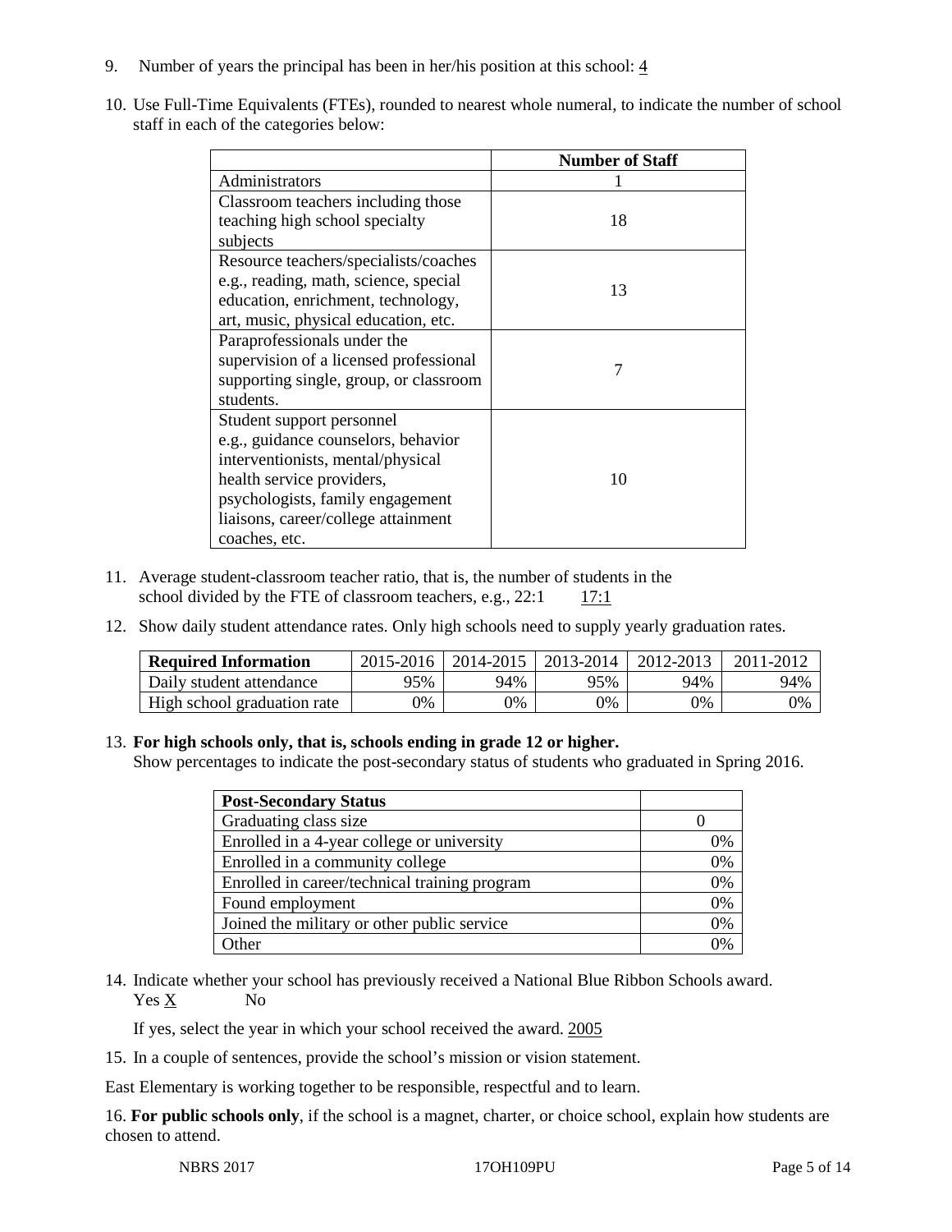9. Number of years the principal has been in her/his position at this school: 4

10. Use Full-Time Equivalents (FTEs), rounded to nearest whole numeral, to indicate the number of school staff in each of the categories below:

| | Number of Staff |
|---|---|
| Administrators | 1 |
| Classroom teachers including those teaching high school specialty subjects | 18 |
| Resource teachers/specialists/coaches e.g., reading, math, science, special education, enrichment, technology, art, music, physical education, etc. | 13 |
| Paraprofessionals under the supervision of a licensed professional supporting single, group, or classroom students. | 7 |
| Student support personnel e.g., guidance counselors, behavior interventionists, mental/physical health service providers, psychologists, family engagement liaisons, career/college attainment coaches, etc. | 10 |

11. Average student-classroom teacher ratio, that is, the number of students in the school divided by the FTE of classroom teachers, e.g., 22:1 17:1

12. Show daily student attendance rates. Only high schools need to supply yearly graduation rates.

| Required Information | 2015-2016 | 2014-2015 | 2013-2014 | 2012-2013 | 2011-2012 |
|---|---|---|---|---|---|
| Daily student attendance | 95% | 94% | 95% | 94% | 94% |
| High school graduation rate | 0% | 0% | 0% | 0% | 0% |

13. **For high schools only, that is, schools ending in grade 12 or higher.**
Show percentages to indicate the post-secondary status of students who graduated in Spring 2016.

| Post-Secondary Status | |
|---|---|
| Graduating class size | 0 |
| Enrolled in a 4-year college or university | 0% |
| Enrolled in a community college | 0% |
| Enrolled in career/technical training program | 0% |
| Found employment | 0% |
| Joined the military or other public service | 0% |
| Other | 0% |

14. Indicate whether your school has previously received a National Blue Ribbon Schools award.
Yes X No

If yes, select the year in which your school received the award. 2005

15. In a couple of sentences, provide the school's mission or vision statement.

East Elementary is working together to be responsible, respectful and to learn.

16. **For public schools only**, if the school is a magnet, charter, or choice school, explain how students are chosen to attend.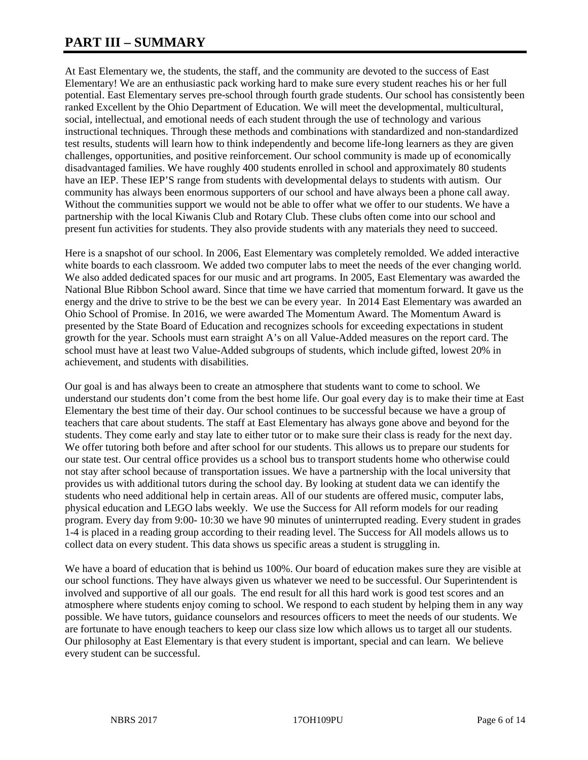# PART III – SUMMARY

At East Elementary we, the students, the staff, and the community are devoted to the success of East Elementary! We are an enthusiastic pack working hard to make sure every student reaches his or her full potential. East Elementary serves pre-school through fourth grade students. Our school has consistently been ranked Excellent by the Ohio Department of Education. We will meet the developmental, multicultural, social, intellectual, and emotional needs of each student through the use of technology and various instructional techniques. Through these methods and combinations with standardized and non-standardized test results, students will learn how to think independently and become life-long learners as they are given challenges, opportunities, and positive reinforcement. Our school community is made up of economically disadvantaged families. We have roughly 400 students enrolled in school and approximately 80 students have an IEP. These IEP'S range from students with developmental delays to students with autism. Our community has always been enormous supporters of our school and have always been a phone call away. Without the communities support we would not be able to offer what we offer to our students. We have a partnership with the local Kiwanis Club and Rotary Club. These clubs often come into our school and present fun activities for students. They also provide students with any materials they need to succeed.

Here is a snapshot of our school. In 2006, East Elementary was completely remolded. We added interactive white boards to each classroom. We added two computer labs to meet the needs of the ever changing world. We also added dedicated spaces for our music and art programs. In 2005, East Elementary was awarded the National Blue Ribbon School award. Since that time we have carried that momentum forward. It gave us the energy and the drive to strive to be the best we can be every year. In 2014 East Elementary was awarded an Ohio School of Promise. In 2016, we were awarded The Momentum Award. The Momentum Award is presented by the State Board of Education and recognizes schools for exceeding expectations in student growth for the year. Schools must earn straight A's on all Value-Added measures on the report card. The school must have at least two Value-Added subgroups of students, which include gifted, lowest 20% in achievement, and students with disabilities.

Our goal is and has always been to create an atmosphere that students want to come to school. We understand our students don't come from the best home life. Our goal every day is to make their time at East Elementary the best time of their day. Our school continues to be successful because we have a group of teachers that care about students. The staff at East Elementary has always gone above and beyond for the students. They come early and stay late to either tutor or to make sure their class is ready for the next day. We offer tutoring both before and after school for our students. This allows us to prepare our students for our state test. Our central office provides us a school bus to transport students home who otherwise could not stay after school because of transportation issues. We have a partnership with the local university that provides us with additional tutors during the school day. By looking at student data we can identify the students who need additional help in certain areas. All of our students are offered music, computer labs, physical education and LEGO labs weekly. We use the Success for All reform models for our reading program. Every day from 9:00- 10:30 we have 90 minutes of uninterrupted reading. Every student in grades 1-4 is placed in a reading group according to their reading level. The Success for All models allows us to collect data on every student. This data shows us specific areas a student is struggling in.

We have a board of education that is behind us 100%. Our board of education makes sure they are visible at our school functions. They have always given us whatever we need to be successful. Our Superintendent is involved and supportive of all our goals. The end result for all this hard work is good test scores and an atmosphere where students enjoy coming to school. We respond to each student by helping them in any way possible. We have tutors, guidance counselors and resources officers to meet the needs of our students. We are fortunate to have enough teachers to keep our class size low which allows us to target all our students. Our philosophy at East Elementary is that every student is important, special and can learn. We believe every student can be successful.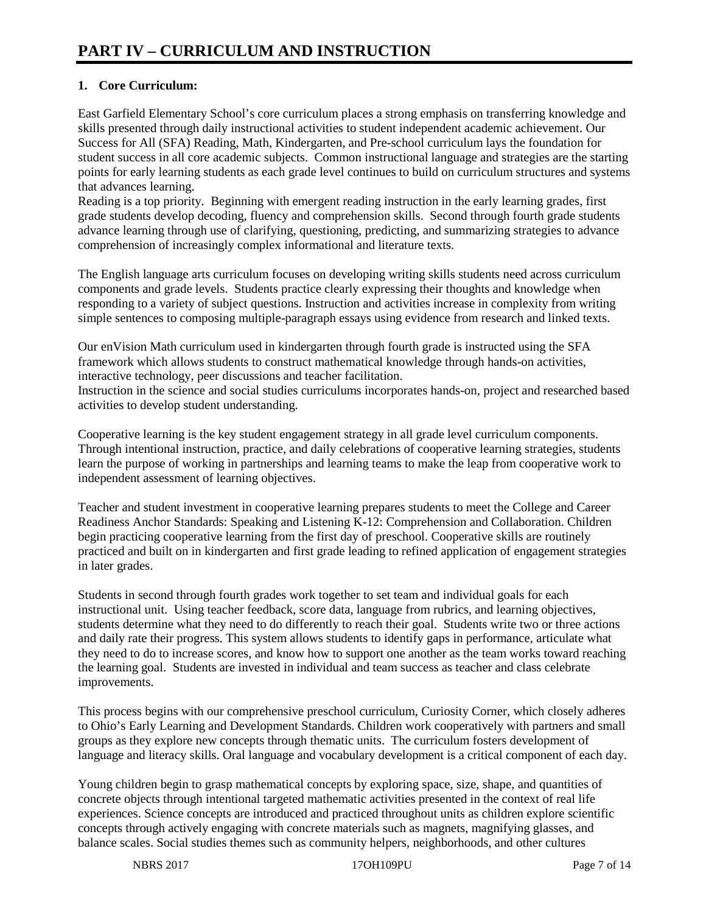# PART IV – CURRICULUM AND INSTRUCTION

**1. Core Curriculum:**

East Garfield Elementary School's core curriculum places a strong emphasis on transferring knowledge and skills presented through daily instructional activities to student independent academic achievement. Our Success for All (SFA) Reading, Math, Kindergarten, and Pre-school curriculum lays the foundation for student success in all core academic subjects. Common instructional language and strategies are the starting points for early learning students as each grade level continues to build on curriculum structures and systems that advances learning.

Reading is a top priority. Beginning with emergent reading instruction in the early learning grades, first grade students develop decoding, fluency and comprehension skills. Second through fourth grade students advance learning through use of clarifying, questioning, predicting, and summarizing strategies to advance comprehension of increasingly complex informational and literature texts.

The English language arts curriculum focuses on developing writing skills students need across curriculum components and grade levels. Students practice clearly expressing their thoughts and knowledge when responding to a variety of subject questions. Instruction and activities increase in complexity from writing simple sentences to composing multiple-paragraph essays using evidence from research and linked texts.

Our enVision Math curriculum used in kindergarten through fourth grade is instructed using the SFA framework which allows students to construct mathematical knowledge through hands-on activities, interactive technology, peer discussions and teacher facilitation.

Instruction in the science and social studies curriculums incorporates hands-on, project and researched based activities to develop student understanding.

Cooperative learning is the key student engagement strategy in all grade level curriculum components. Through intentional instruction, practice, and daily celebrations of cooperative learning strategies, students learn the purpose of working in partnerships and learning teams to make the leap from cooperative work to independent assessment of learning objectives.

Teacher and student investment in cooperative learning prepares students to meet the College and Career Readiness Anchor Standards: Speaking and Listening K-12: Comprehension and Collaboration. Children begin practicing cooperative learning from the first day of preschool. Cooperative skills are routinely practiced and built on in kindergarten and first grade leading to refined application of engagement strategies in later grades.

Students in second through fourth grades work together to set team and individual goals for each instructional unit. Using teacher feedback, score data, language from rubrics, and learning objectives, students determine what they need to do differently to reach their goal. Students write two or three actions and daily rate their progress. This system allows students to identify gaps in performance, articulate what they need to do to increase scores, and know how to support one another as the team works toward reaching the learning goal. Students are invested in individual and team success as teacher and class celebrate improvements.

This process begins with our comprehensive preschool curriculum, Curiosity Corner, which closely adheres to Ohio's Early Learning and Development Standards. Children work cooperatively with partners and small groups as they explore new concepts through thematic units. The curriculum fosters development of language and literacy skills. Oral language and vocabulary development is a critical component of each day.

Young children begin to grasp mathematical concepts by exploring space, size, shape, and quantities of concrete objects through intentional targeted mathematic activities presented in the context of real life experiences. Science concepts are introduced and practiced throughout units as children explore scientific concepts through actively engaging with concrete materials such as magnets, magnifying glasses, and balance scales. Social studies themes such as community helpers, neighborhoods, and other cultures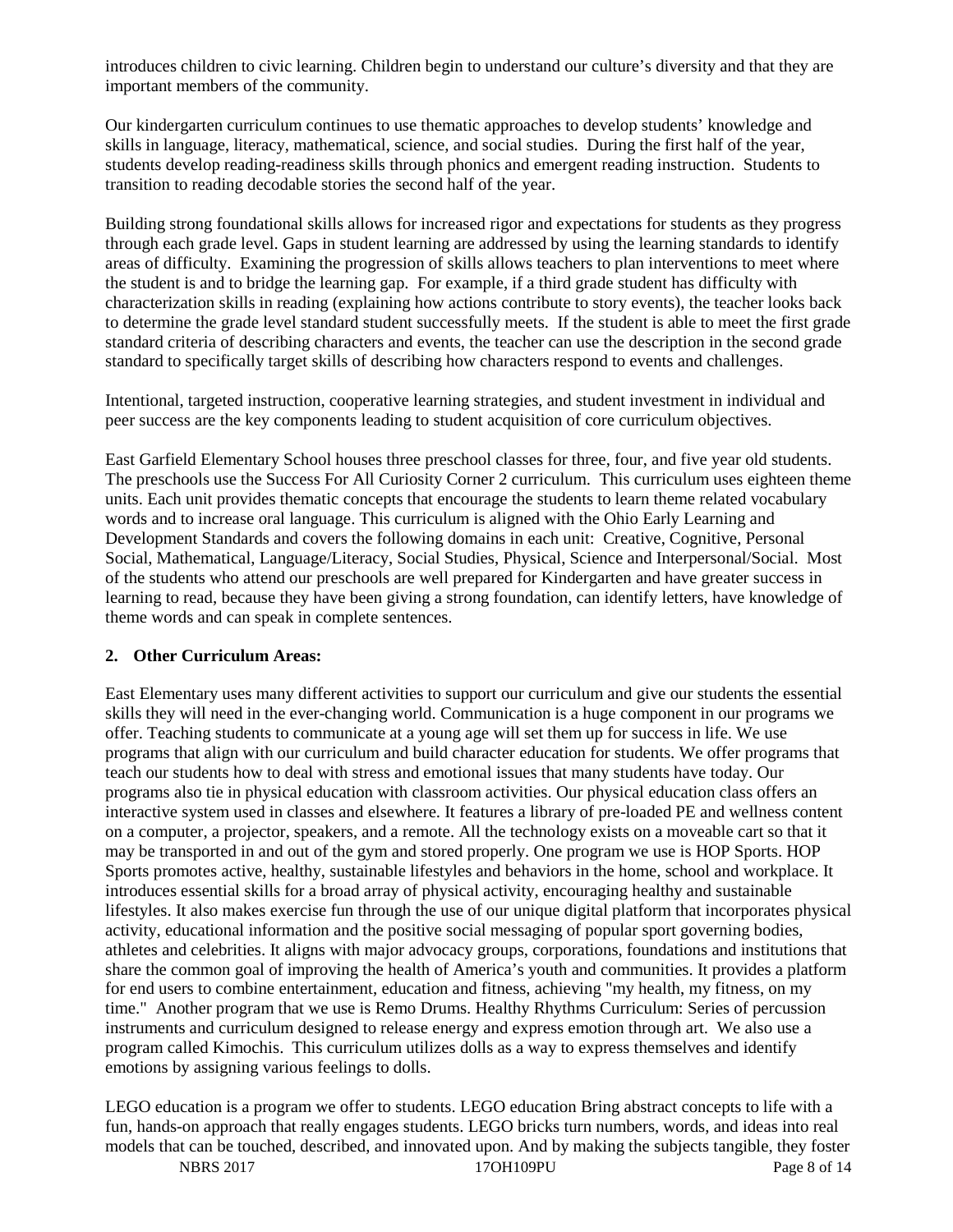introduces children to civic learning. Children begin to understand our culture's diversity and that they are important members of the community.

Our kindergarten curriculum continues to use thematic approaches to develop students' knowledge and skills in language, literacy, mathematical, science, and social studies. During the first half of the year, students develop reading-readiness skills through phonics and emergent reading instruction. Students to transition to reading decodable stories the second half of the year.

Building strong foundational skills allows for increased rigor and expectations for students as they progress through each grade level. Gaps in student learning are addressed by using the learning standards to identify areas of difficulty. Examining the progression of skills allows teachers to plan interventions to meet where the student is and to bridge the learning gap. For example, if a third grade student has difficulty with characterization skills in reading (explaining how actions contribute to story events), the teacher looks back to determine the grade level standard student successfully meets. If the student is able to meet the first grade standard criteria of describing characters and events, the teacher can use the description in the second grade standard to specifically target skills of describing how characters respond to events and challenges.

Intentional, targeted instruction, cooperative learning strategies, and student investment in individual and peer success are the key components leading to student acquisition of core curriculum objectives.

East Garfield Elementary School houses three preschool classes for three, four, and five year old students. The preschools use the Success For All Curiosity Corner 2 curriculum. This curriculum uses eighteen theme units. Each unit provides thematic concepts that encourage the students to learn theme related vocabulary words and to increase oral language. This curriculum is aligned with the Ohio Early Learning and Development Standards and covers the following domains in each unit: Creative, Cognitive, Personal Social, Mathematical, Language/Literacy, Social Studies, Physical, Science and Interpersonal/Social. Most of the students who attend our preschools are well prepared for Kindergarten and have greater success in learning to read, because they have been giving a strong foundation, can identify letters, have knowledge of theme words and can speak in complete sentences.

**2. Other Curriculum Areas:**

East Elementary uses many different activities to support our curriculum and give our students the essential skills they will need in the ever-changing world. Communication is a huge component in our programs we offer. Teaching students to communicate at a young age will set them up for success in life. We use programs that align with our curriculum and build character education for students. We offer programs that teach our students how to deal with stress and emotional issues that many students have today. Our programs also tie in physical education with classroom activities. Our physical education class offers an interactive system used in classes and elsewhere. It features a library of pre-loaded PE and wellness content on a computer, a projector, speakers, and a remote. All the technology exists on a moveable cart so that it may be transported in and out of the gym and stored properly. One program we use is HOP Sports. HOP Sports promotes active, healthy, sustainable lifestyles and behaviors in the home, school and workplace. It introduces essential skills for a broad array of physical activity, encouraging healthy and sustainable lifestyles. It also makes exercise fun through the use of our unique digital platform that incorporates physical activity, educational information and the positive social messaging of popular sport governing bodies, athletes and celebrities. It aligns with major advocacy groups, corporations, foundations and institutions that share the common goal of improving the health of America's youth and communities. It provides a platform for end users to combine entertainment, education and fitness, achieving "my health, my fitness, on my time." Another program that we use is Remo Drums. Healthy Rhythms Curriculum: Series of percussion instruments and curriculum designed to release energy and express emotion through art. We also use a program called Kimochis. This curriculum utilizes dolls as a way to express themselves and identify emotions by assigning various feelings to dolls.

LEGO education is a program we offer to students. LEGO education Bring abstract concepts to life with a fun, hands-on approach that really engages students. LEGO bricks turn numbers, words, and ideas into real models that can be touched, described, and innovated upon. And by making the subjects tangible, they foster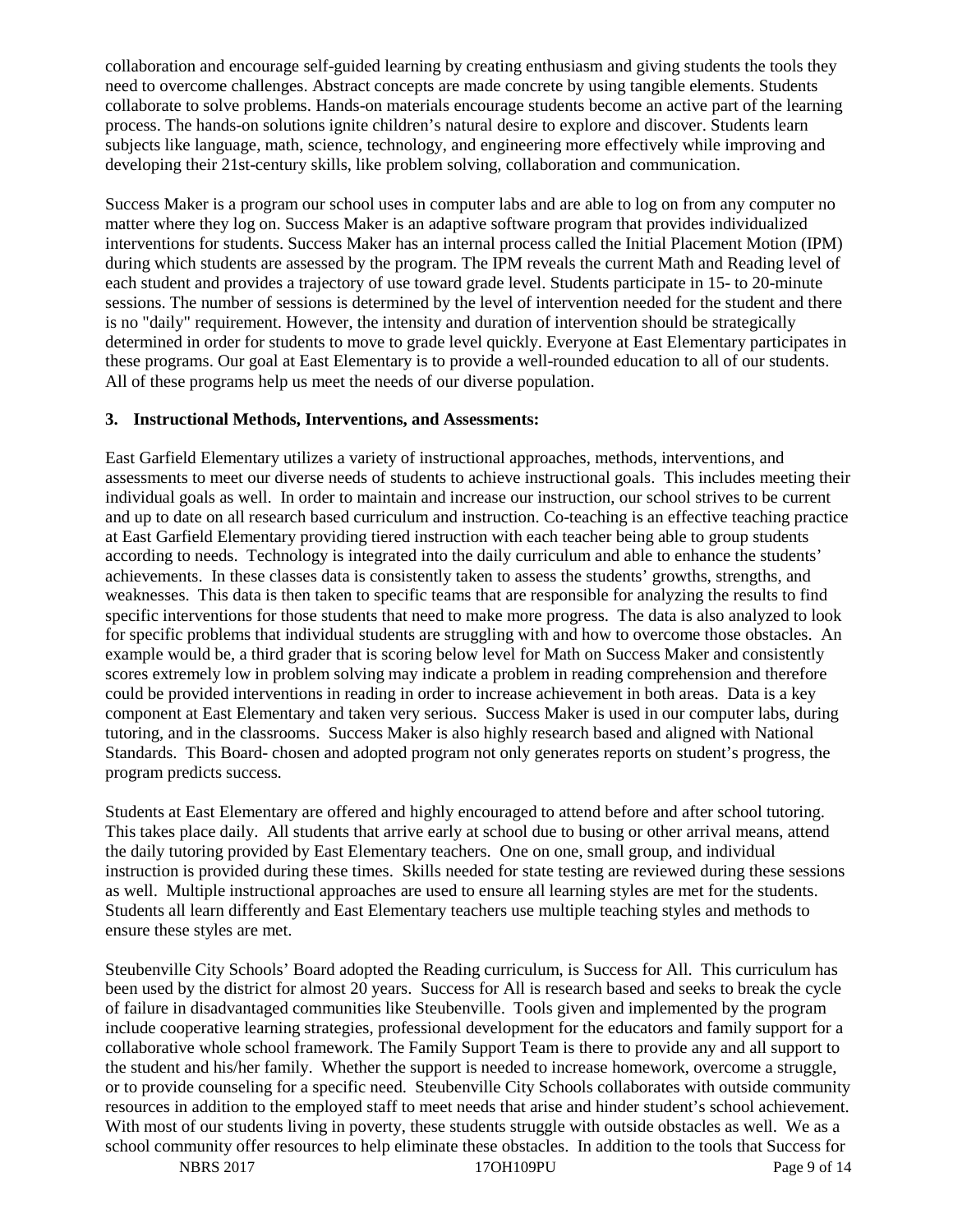collaboration and encourage self-guided learning by creating enthusiasm and giving students the tools they need to overcome challenges. Abstract concepts are made concrete by using tangible elements. Students collaborate to solve problems. Hands-on materials encourage students become an active part of the learning process. The hands-on solutions ignite children's natural desire to explore and discover. Students learn subjects like language, math, science, technology, and engineering more effectively while improving and developing their 21st-century skills, like problem solving, collaboration and communication.

Success Maker is a program our school uses in computer labs and are able to log on from any computer no matter where they log on. Success Maker is an adaptive software program that provides individualized interventions for students. Success Maker has an internal process called the Initial Placement Motion (IPM) during which students are assessed by the program. The IPM reveals the current Math and Reading level of each student and provides a trajectory of use toward grade level. Students participate in 15- to 20-minute sessions. The number of sessions is determined by the level of intervention needed for the student and there is no "daily" requirement. However, the intensity and duration of intervention should be strategically determined in order for students to move to grade level quickly. Everyone at East Elementary participates in these programs. Our goal at East Elementary is to provide a well-rounded education to all of our students. All of these programs help us meet the needs of our diverse population.

**3. Instructional Methods, Interventions, and Assessments:**

East Garfield Elementary utilizes a variety of instructional approaches, methods, interventions, and assessments to meet our diverse needs of students to achieve instructional goals. This includes meeting their individual goals as well. In order to maintain and increase our instruction, our school strives to be current and up to date on all research based curriculum and instruction. Co-teaching is an effective teaching practice at East Garfield Elementary providing tiered instruction with each teacher being able to group students according to needs. Technology is integrated into the daily curriculum and able to enhance the students' achievements. In these classes data is consistently taken to assess the students' growths, strengths, and weaknesses. This data is then taken to specific teams that are responsible for analyzing the results to find specific interventions for those students that need to make more progress. The data is also analyzed to look for specific problems that individual students are struggling with and how to overcome those obstacles. An example would be, a third grader that is scoring below level for Math on Success Maker and consistently scores extremely low in problem solving may indicate a problem in reading comprehension and therefore could be provided interventions in reading in order to increase achievement in both areas. Data is a key component at East Elementary and taken very serious. Success Maker is used in our computer labs, during tutoring, and in the classrooms. Success Maker is also highly research based and aligned with National Standards. This Board- chosen and adopted program not only generates reports on student's progress, the program predicts success.

Students at East Elementary are offered and highly encouraged to attend before and after school tutoring. This takes place daily. All students that arrive early at school due to busing or other arrival means, attend the daily tutoring provided by East Elementary teachers. One on one, small group, and individual instruction is provided during these times. Skills needed for state testing are reviewed during these sessions as well. Multiple instructional approaches are used to ensure all learning styles are met for the students. Students all learn differently and East Elementary teachers use multiple teaching styles and methods to ensure these styles are met.

Steubenville City Schools' Board adopted the Reading curriculum, is Success for All. This curriculum has been used by the district for almost 20 years. Success for All is research based and seeks to break the cycle of failure in disadvantaged communities like Steubenville. Tools given and implemented by the program include cooperative learning strategies, professional development for the educators and family support for a collaborative whole school framework. The Family Support Team is there to provide any and all support to the student and his/her family. Whether the support is needed to increase homework, overcome a struggle, or to provide counseling for a specific need. Steubenville City Schools collaborates with outside community resources in addition to the employed staff to meet needs that arise and hinder student's school achievement. With most of our students living in poverty, these students struggle with outside obstacles as well. We as a school community offer resources to help eliminate these obstacles. In addition to the tools that Success for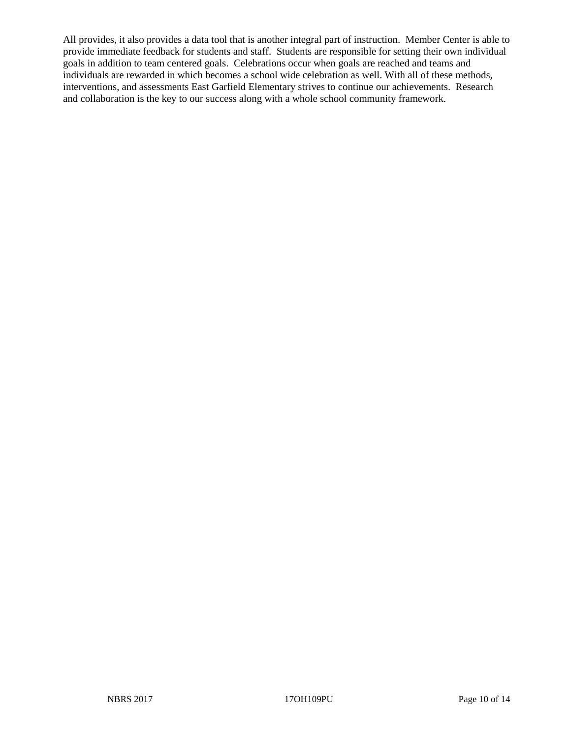All provides, it also provides a data tool that is another integral part of instruction. Member Center is able to provide immediate feedback for students and staff. Students are responsible for setting their own individual goals in addition to team centered goals. Celebrations occur when goals are reached and teams and individuals are rewarded in which becomes a school wide celebration as well. With all of these methods, interventions, and assessments East Garfield Elementary strives to continue our achievements. Research and collaboration is the key to our success along with a whole school community framework.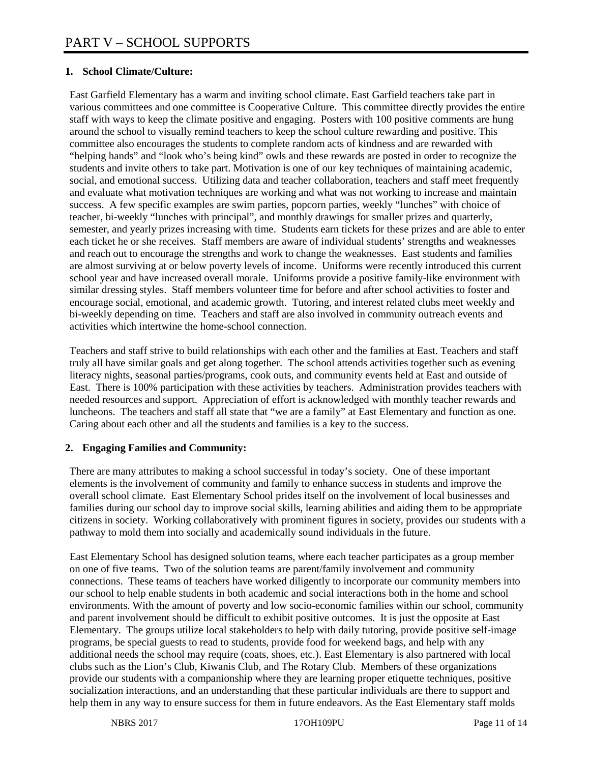# PART V – SCHOOL SUPPORTS

**1. School Climate/Culture:**

East Garfield Elementary has a warm and inviting school climate. East Garfield teachers take part in various committees and one committee is Cooperative Culture. This committee directly provides the entire staff with ways to keep the climate positive and engaging. Posters with 100 positive comments are hung around the school to visually remind teachers to keep the school culture rewarding and positive. This committee also encourages the students to complete random acts of kindness and are rewarded with "helping hands" and "look who's being kind" owls and these rewards are posted in order to recognize the students and invite others to take part. Motivation is one of our key techniques of maintaining academic, social, and emotional success. Utilizing data and teacher collaboration, teachers and staff meet frequently and evaluate what motivation techniques are working and what was not working to increase and maintain success. A few specific examples are swim parties, popcorn parties, weekly "lunches" with choice of teacher, bi-weekly "lunches with principal", and monthly drawings for smaller prizes and quarterly, semester, and yearly prizes increasing with time. Students earn tickets for these prizes and are able to enter each ticket he or she receives. Staff members are aware of individual students' strengths and weaknesses and reach out to encourage the strengths and work to change the weaknesses. East students and families are almost surviving at or below poverty levels of income. Uniforms were recently introduced this current school year and have increased overall morale. Uniforms provide a positive family-like environment with similar dressing styles. Staff members volunteer time for before and after school activities to foster and encourage social, emotional, and academic growth. Tutoring, and interest related clubs meet weekly and bi-weekly depending on time. Teachers and staff are also involved in community outreach events and activities which intertwine the home-school connection.

Teachers and staff strive to build relationships with each other and the families at East. Teachers and staff truly all have similar goals and get along together. The school attends activities together such as evening literacy nights, seasonal parties/programs, cook outs, and community events held at East and outside of East. There is 100% participation with these activities by teachers. Administration provides teachers with needed resources and support. Appreciation of effort is acknowledged with monthly teacher rewards and luncheons. The teachers and staff all state that "we are a family" at East Elementary and function as one. Caring about each other and all the students and families is a key to the success.

**2. Engaging Families and Community:**

There are many attributes to making a school successful in today's society. One of these important elements is the involvement of community and family to enhance success in students and improve the overall school climate. East Elementary School prides itself on the involvement of local businesses and families during our school day to improve social skills, learning abilities and aiding them to be appropriate citizens in society. Working collaboratively with prominent figures in society, provides our students with a pathway to mold them into socially and academically sound individuals in the future.

East Elementary School has designed solution teams, where each teacher participates as a group member on one of five teams. Two of the solution teams are parent/family involvement and community connections. These teams of teachers have worked diligently to incorporate our community members into our school to help enable students in both academic and social interactions both in the home and school environments. With the amount of poverty and low socio-economic families within our school, community and parent involvement should be difficult to exhibit positive outcomes. It is just the opposite at East Elementary. The groups utilize local stakeholders to help with daily tutoring, provide positive self-image programs, be special guests to read to students, provide food for weekend bags, and help with any additional needs the school may require (coats, shoes, etc.). East Elementary is also partnered with local clubs such as the Lion's Club, Kiwanis Club, and The Rotary Club. Members of these organizations provide our students with a companionship where they are learning proper etiquette techniques, positive socialization interactions, and an understanding that these particular individuals are there to support and help them in any way to ensure success for them in future endeavors. As the East Elementary staff molds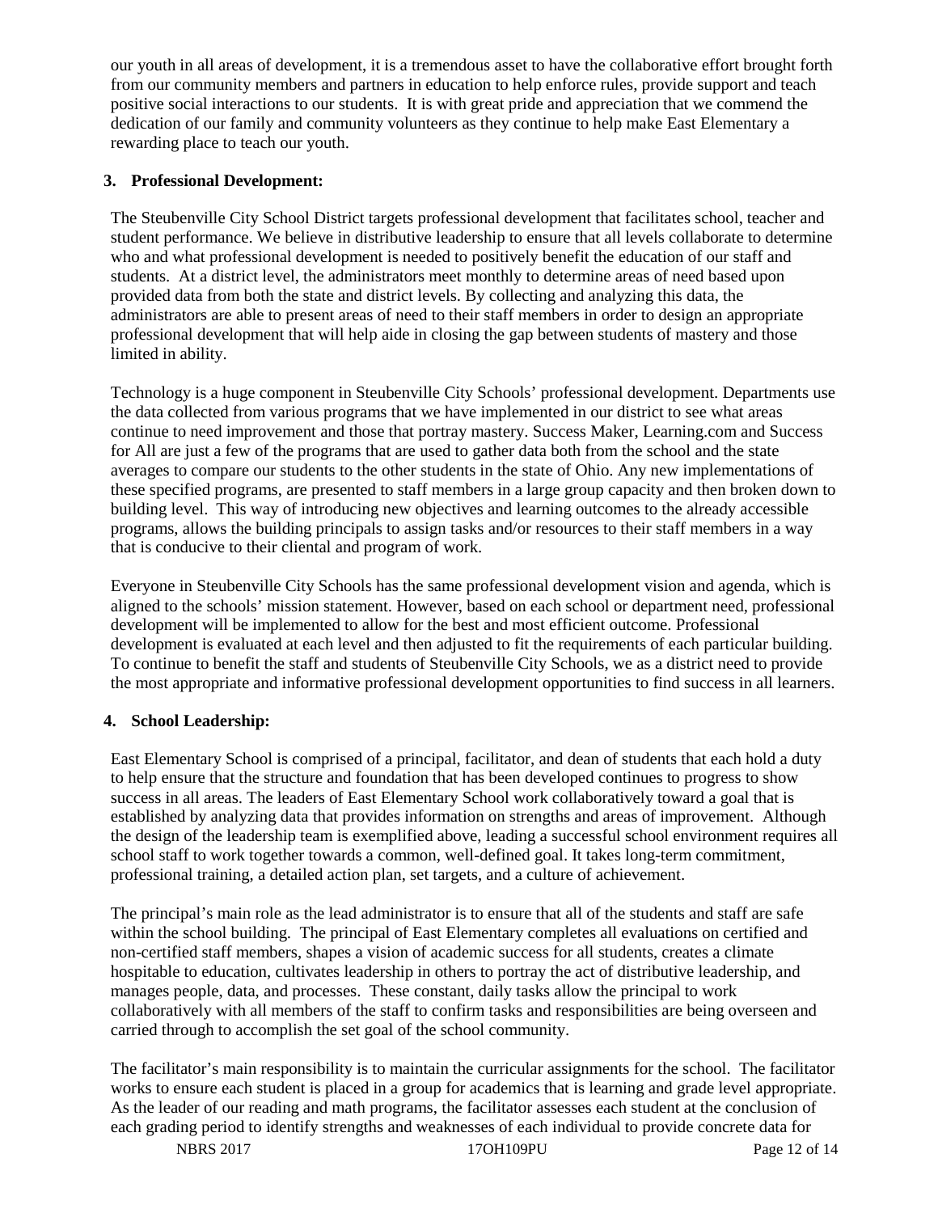our youth in all areas of development, it is a tremendous asset to have the collaborative effort brought forth from our community members and partners in education to help enforce rules, provide support and teach positive social interactions to our students. It is with great pride and appreciation that we commend the dedication of our family and community volunteers as they continue to help make East Elementary a rewarding place to teach our youth.

**3. Professional Development:**

The Steubenville City School District targets professional development that facilitates school, teacher and student performance. We believe in distributive leadership to ensure that all levels collaborate to determine who and what professional development is needed to positively benefit the education of our staff and students. At a district level, the administrators meet monthly to determine areas of need based upon provided data from both the state and district levels. By collecting and analyzing this data, the administrators are able to present areas of need to their staff members in order to design an appropriate professional development that will help aide in closing the gap between students of mastery and those limited in ability.

Technology is a huge component in Steubenville City Schools' professional development. Departments use the data collected from various programs that we have implemented in our district to see what areas continue to need improvement and those that portray mastery. Success Maker, Learning.com and Success for All are just a few of the programs that are used to gather data both from the school and the state averages to compare our students to the other students in the state of Ohio. Any new implementations of these specified programs, are presented to staff members in a large group capacity and then broken down to building level. This way of introducing new objectives and learning outcomes to the already accessible programs, allows the building principals to assign tasks and/or resources to their staff members in a way that is conducive to their cliental and program of work.

Everyone in Steubenville City Schools has the same professional development vision and agenda, which is aligned to the schools' mission statement. However, based on each school or department need, professional development will be implemented to allow for the best and most efficient outcome. Professional development is evaluated at each level and then adjusted to fit the requirements of each particular building. To continue to benefit the staff and students of Steubenville City Schools, we as a district need to provide the most appropriate and informative professional development opportunities to find success in all learners.

**4. School Leadership:**

East Elementary School is comprised of a principal, facilitator, and dean of students that each hold a duty to help ensure that the structure and foundation that has been developed continues to progress to show success in all areas. The leaders of East Elementary School work collaboratively toward a goal that is established by analyzing data that provides information on strengths and areas of improvement. Although the design of the leadership team is exemplified above, leading a successful school environment requires all school staff to work together towards a common, well-defined goal. It takes long-term commitment, professional training, a detailed action plan, set targets, and a culture of achievement.

The principal's main role as the lead administrator is to ensure that all of the students and staff are safe within the school building. The principal of East Elementary completes all evaluations on certified and non-certified staff members, shapes a vision of academic success for all students, creates a climate hospitable to education, cultivates leadership in others to portray the act of distributive leadership, and manages people, data, and processes. These constant, daily tasks allow the principal to work collaboratively with all members of the staff to confirm tasks and responsibilities are being overseen and carried through to accomplish the set goal of the school community.

The facilitator's main responsibility is to maintain the curricular assignments for the school. The facilitator works to ensure each student is placed in a group for academics that is learning and grade level appropriate. As the leader of our reading and math programs, the facilitator assesses each student at the conclusion of each grading period to identify strengths and weaknesses of each individual to provide concrete data for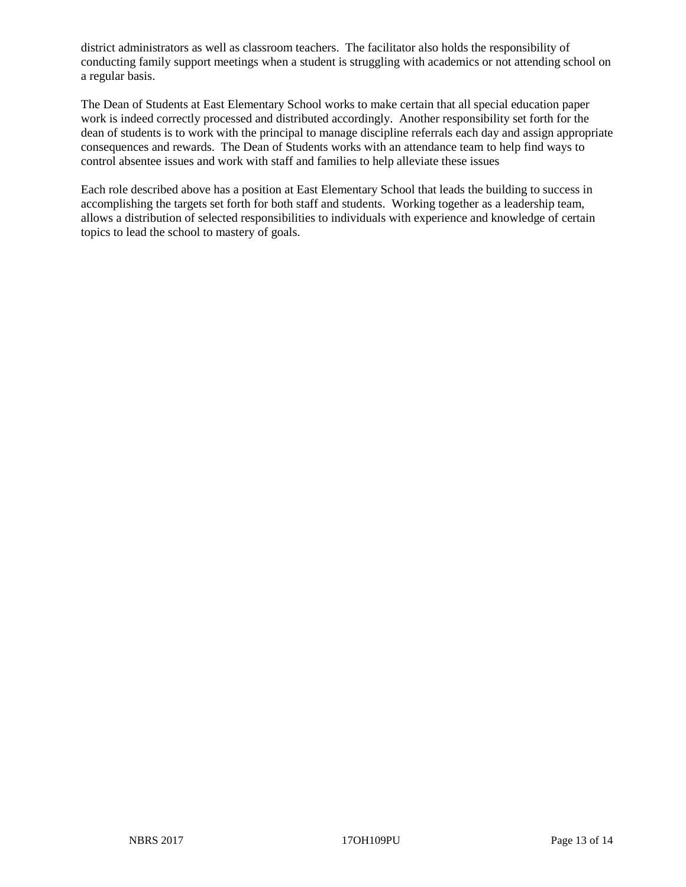district administrators as well as classroom teachers. The facilitator also holds the responsibility of conducting family support meetings when a student is struggling with academics or not attending school on a regular basis.

The Dean of Students at East Elementary School works to make certain that all special education paper work is indeed correctly processed and distributed accordingly. Another responsibility set forth for the dean of students is to work with the principal to manage discipline referrals each day and assign appropriate consequences and rewards. The Dean of Students works with an attendance team to help find ways to control absentee issues and work with staff and families to help alleviate these issues

Each role described above has a position at East Elementary School that leads the building to success in accomplishing the targets set forth for both staff and students. Working together as a leadership team, allows a distribution of selected responsibilities to individuals with experience and knowledge of certain topics to lead the school to mastery of goals.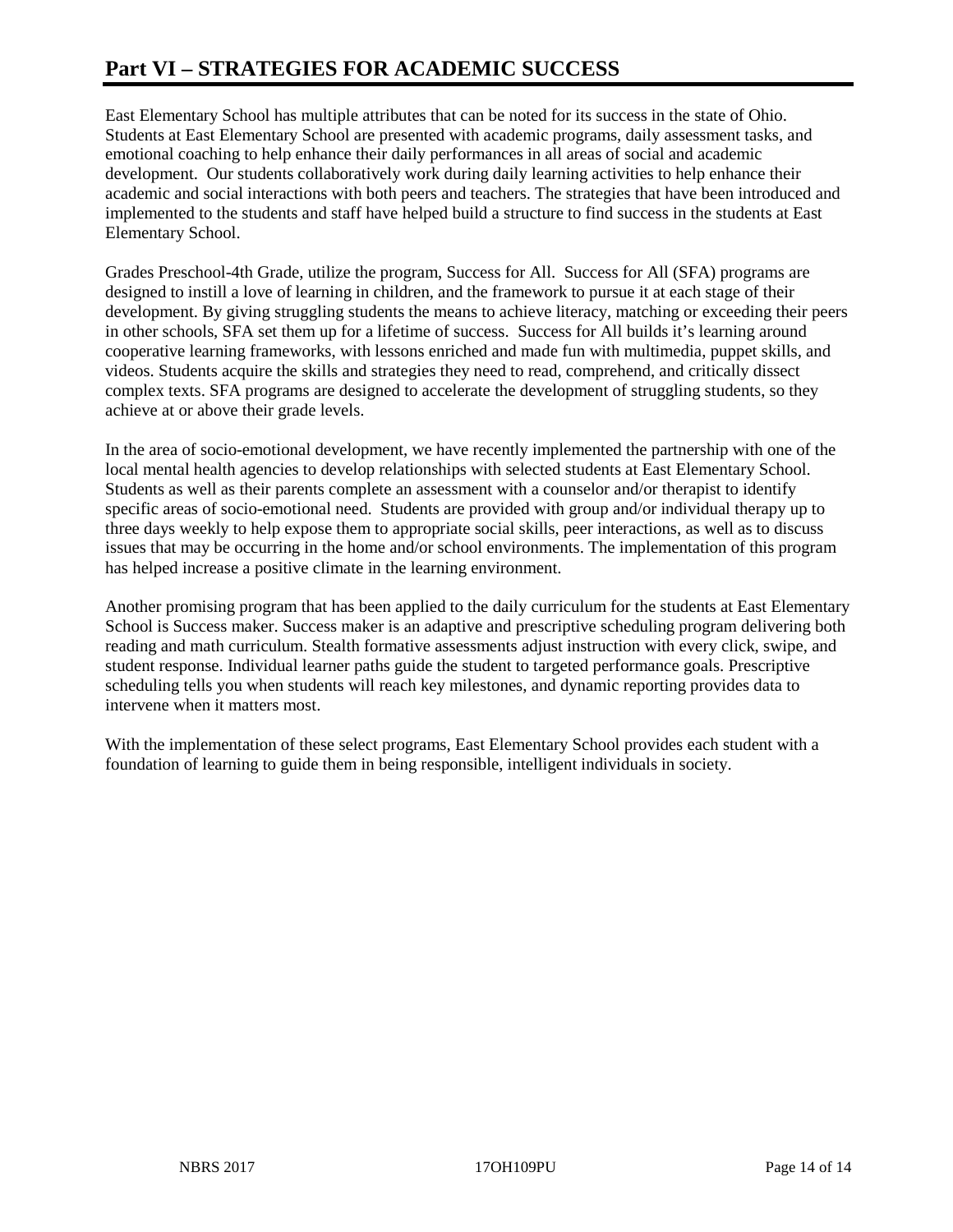# Part VI – STRATEGIES FOR ACADEMIC SUCCESS

East Elementary School has multiple attributes that can be noted for its success in the state of Ohio. Students at East Elementary School are presented with academic programs, daily assessment tasks, and emotional coaching to help enhance their daily performances in all areas of social and academic development. Our students collaboratively work during daily learning activities to help enhance their academic and social interactions with both peers and teachers. The strategies that have been introduced and implemented to the students and staff have helped build a structure to find success in the students at East Elementary School.

Grades Preschool-4th Grade, utilize the program, Success for All. Success for All (SFA) programs are designed to instill a love of learning in children, and the framework to pursue it at each stage of their development. By giving struggling students the means to achieve literacy, matching or exceeding their peers in other schools, SFA set them up for a lifetime of success. Success for All builds it's learning around cooperative learning frameworks, with lessons enriched and made fun with multimedia, puppet skills, and videos. Students acquire the skills and strategies they need to read, comprehend, and critically dissect complex texts. SFA programs are designed to accelerate the development of struggling students, so they achieve at or above their grade levels.

In the area of socio-emotional development, we have recently implemented the partnership with one of the local mental health agencies to develop relationships with selected students at East Elementary School. Students as well as their parents complete an assessment with a counselor and/or therapist to identify specific areas of socio-emotional need. Students are provided with group and/or individual therapy up to three days weekly to help expose them to appropriate social skills, peer interactions, as well as to discuss issues that may be occurring in the home and/or school environments. The implementation of this program has helped increase a positive climate in the learning environment.

Another promising program that has been applied to the daily curriculum for the students at East Elementary School is Success maker. Success maker is an adaptive and prescriptive scheduling program delivering both reading and math curriculum. Stealth formative assessments adjust instruction with every click, swipe, and student response. Individual learner paths guide the student to targeted performance goals. Prescriptive scheduling tells you when students will reach key milestones, and dynamic reporting provides data to intervene when it matters most.

With the implementation of these select programs, East Elementary School provides each student with a foundation of learning to guide them in being responsible, intelligent individuals in society.